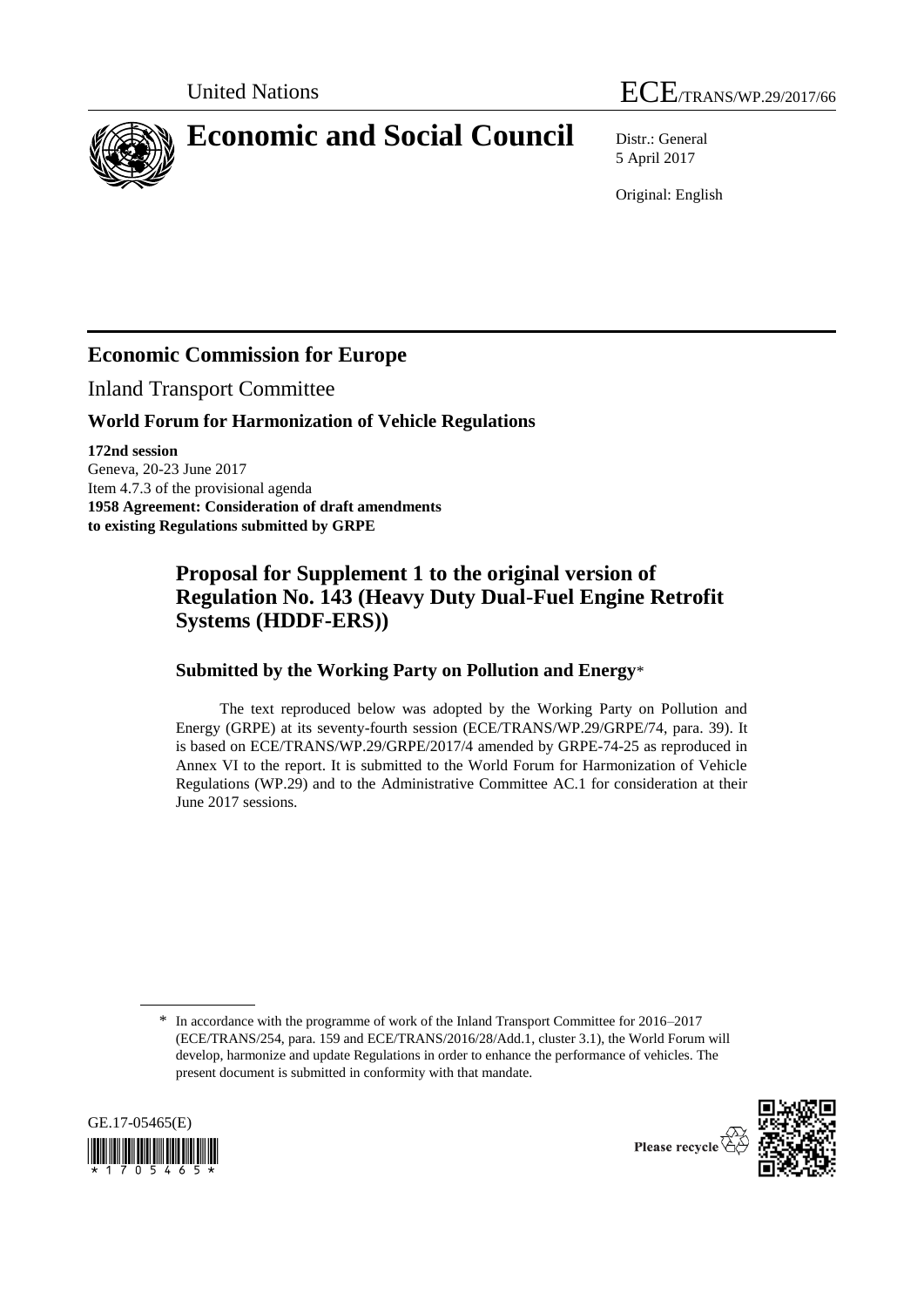United Nations

ECE/TRANS/WP.29/2017/66

# Economic and Social Council

Distr.: General
5 April 2017

Original: English

## Economic Commission for Europe

Inland Transport Committee

### World Forum for Harmonization of Vehicle Regulations

**172nd session**
Geneva, 20-23 June 2017
Item 4.7.3 of the provisional agenda
**1958 Agreement: Consideration of draft amendments to existing Regulations submitted by GRPE**

## Proposal for Supplement 1 to the original version of Regulation No. 143 (Heavy Duty Dual-Fuel Engine Retrofit Systems (HDDF-ERS))

### Submitted by the Working Party on Pollution and Energy*

The text reproduced below was adopted by the Working Party on Pollution and Energy (GRPE) at its seventy-fourth session (ECE/TRANS/WP.29/GRPE/74, para. 39). It is based on ECE/TRANS/WP.29/GRPE/2017/4 amended by GRPE-74-25 as reproduced in Annex VI to the report. It is submitted to the World Forum for Harmonization of Vehicle Regulations (WP.29) and to the Administrative Committee AC.1 for consideration at their June 2017 sessions.

\* In accordance with the programme of work of the Inland Transport Committee for 2016–2017 (ECE/TRANS/254, para. 159 and ECE/TRANS/2016/28/Add.1, cluster 3.1), the World Forum will develop, harmonize and update Regulations in order to enhance the performance of vehicles. The present document is submitted in conformity with that mandate.

GE.17-05465(E)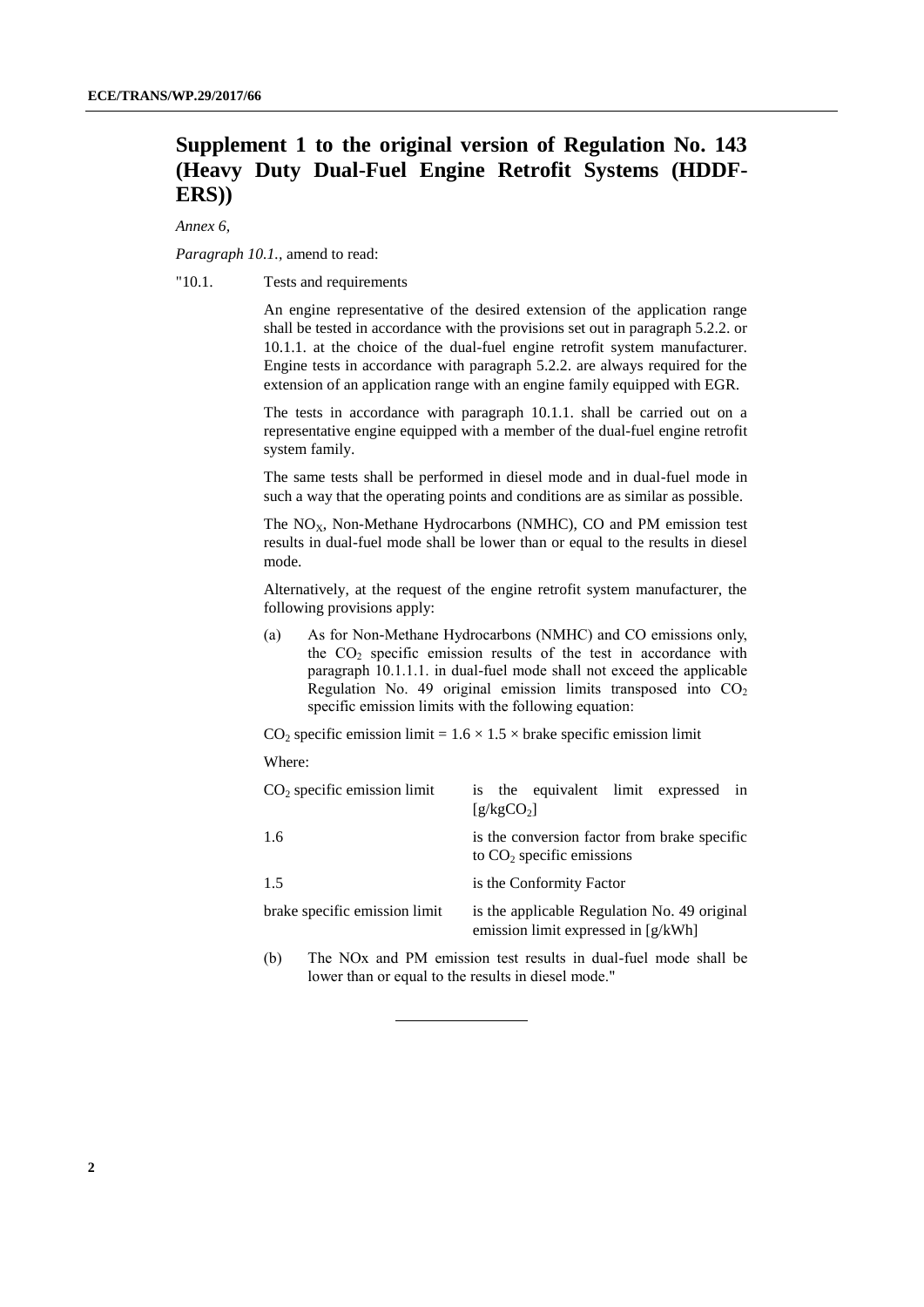# Supplement 1 to the original version of Regulation No. 143 (Heavy Duty Dual-Fuel Engine Retrofit Systems (HDDF-ERS))

*Annex 6,*

*Paragraph 10.1.*, amend to read:

"10.1. Tests and requirements

An engine representative of the desired extension of the application range shall be tested in accordance with the provisions set out in paragraph 5.2.2. or 10.1.1. at the choice of the dual-fuel engine retrofit system manufacturer. Engine tests in accordance with paragraph 5.2.2. are always required for the extension of an application range with an engine family equipped with EGR.

The tests in accordance with paragraph 10.1.1. shall be carried out on a representative engine equipped with a member of the dual-fuel engine retrofit system family.

The same tests shall be performed in diesel mode and in dual-fuel mode in such a way that the operating points and conditions are as similar as possible.

The $NO_X$, Non-Methane Hydrocarbons (NMHC), CO and PM emission test results in dual-fuel mode shall be lower than or equal to the results in diesel mode.

Alternatively, at the request of the engine retrofit system manufacturer, the following provisions apply:

(a) As for Non-Methane Hydrocarbons (NMHC) and CO emissions only, the $CO_2$ specific emission results of the test in accordance with paragraph 10.1.1.1. in dual-fuel mode shall not exceed the applicable Regulation No. 49 original emission limits transposed into $CO_2$ specific emission limits with the following equation:

$CO_2$ specific emission limit = $1.6 \times 1.5 \times$ brake specific emission limit

Where:

| | |
|---|---|
| $CO_2$ specific emission limit | is the equivalent limit expressed in [g/kg$CO_2$] |
| 1.6 | is the conversion factor from brake specific to $CO_2$ specific emissions |
| 1.5 | is the Conformity Factor |
| brake specific emission limit | is the applicable Regulation No. 49 original emission limit expressed in [g/kWh] |

(b) The NOx and PM emission test results in dual-fuel mode shall be lower than or equal to the results in diesel mode."